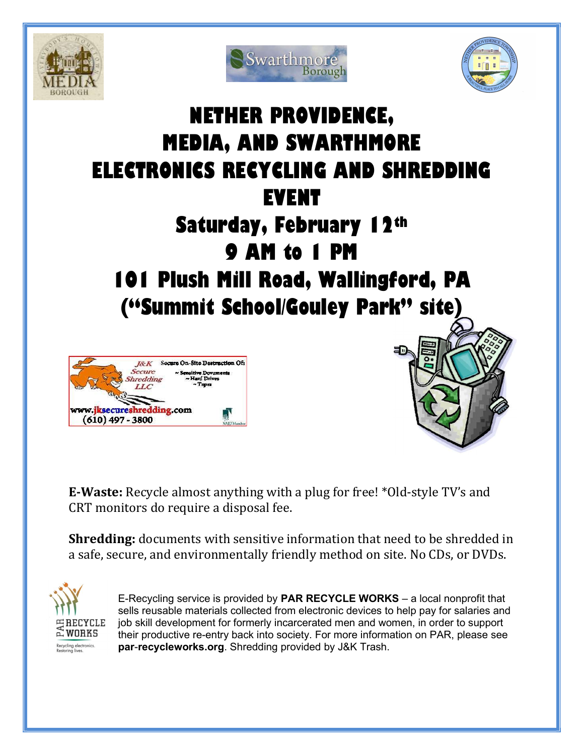# NETHER PROVIDENCE, MEDIA, AND SWARTHMORE ELECTRONICS RECYCLING AND SHREDDING EVENT

## Saturday, February 12th

## 9 AM to 1 PM

## 101 Plush Mill Road, Wallingford, PA ("Summit School/Gouley Park" site)

J&K Secure Shredding LLC

Secure On-Site Destruction Of:

~ Sensitive Documents
~ Hard Drives
~ Tapes

www.jksecureshredding.com
(610) 497 - 3800

**E-Waste:** Recycle almost anything with a plug for free! *Old-style TV's and CRT monitors do require a disposal fee.

**Shredding:** documents with sensitive information that need to be shredded in a safe, secure, and environmentally friendly method on site. No CDs, or DVDs.

PAR RECYCLE WORKS
Recycling electronics. Restoring lives.

E-Recycling service is provided by **PAR RECYCLE WORKS** – a local nonprofit that sells reusable materials collected from electronic devices to help pay for salaries and job skill development for formerly incarcerated men and women, in order to support their productive re-entry back into society. For more information on PAR, please see **par-recycleworks.org**. Shredding provided by J&K Trash.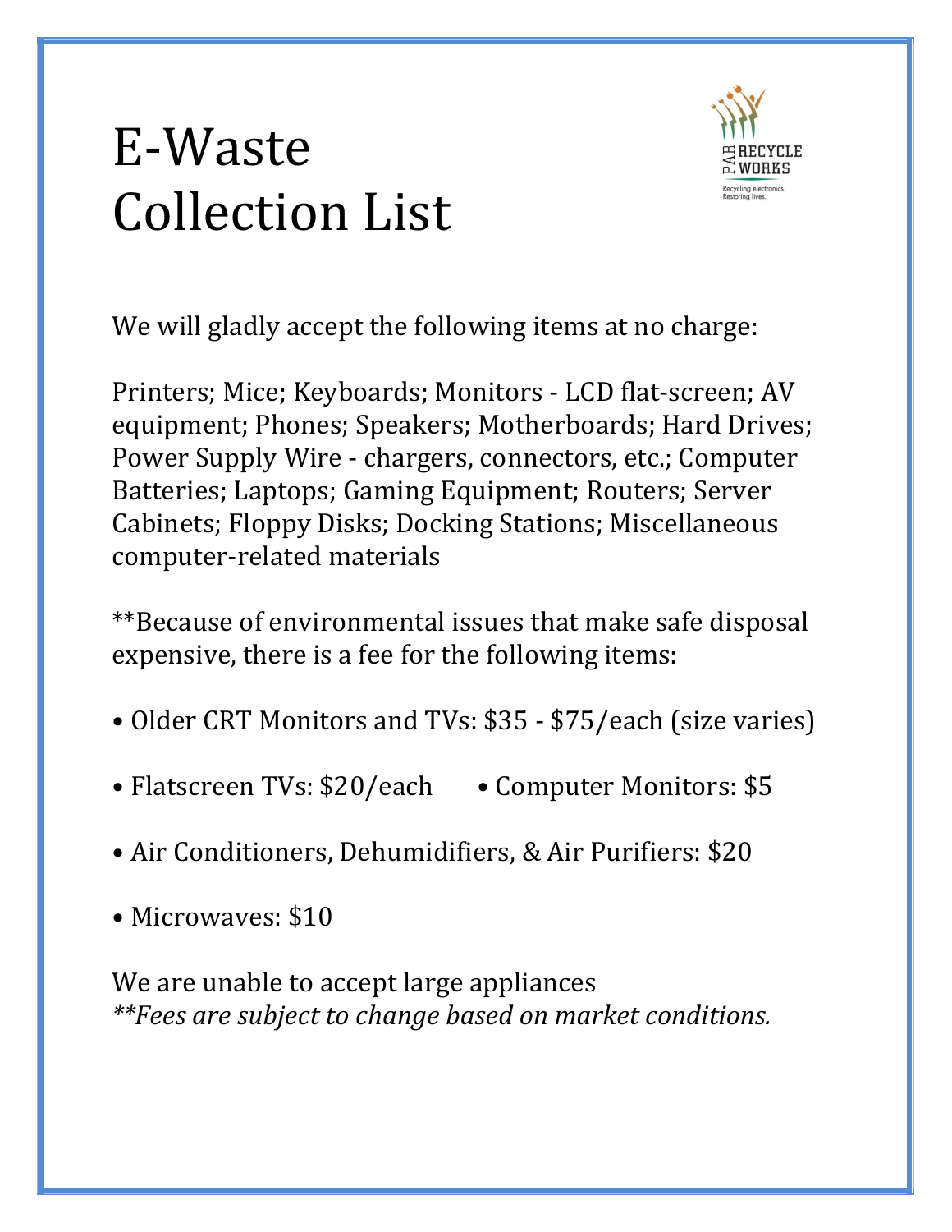# E-Waste Collection List

PAR RECYCLE WORKS

Recycling electronics. Restoring lives.

We will gladly accept the following items at no charge:

Printers; Mice; Keyboards; Monitors - LCD flat-screen; AV equipment; Phones; Speakers; Motherboards; Hard Drives; Power Supply Wire - chargers, connectors, etc.; Computer Batteries; Laptops; Gaming Equipment; Routers; Server Cabinets; Floppy Disks; Docking Stations; Miscellaneous computer-related materials

**Because of environmental issues that make safe disposal expensive, there is a fee for the following items:

- Older CRT Monitors and TVs: $35 - $75/each (size varies)
- Flatscreen TVs: $20/each
- Computer Monitors: $5
- Air Conditioners, Dehumidifiers, & Air Purifiers: $20
- Microwaves: $10

We are unable to accept large appliances

*\*\*Fees are subject to change based on market conditions.*